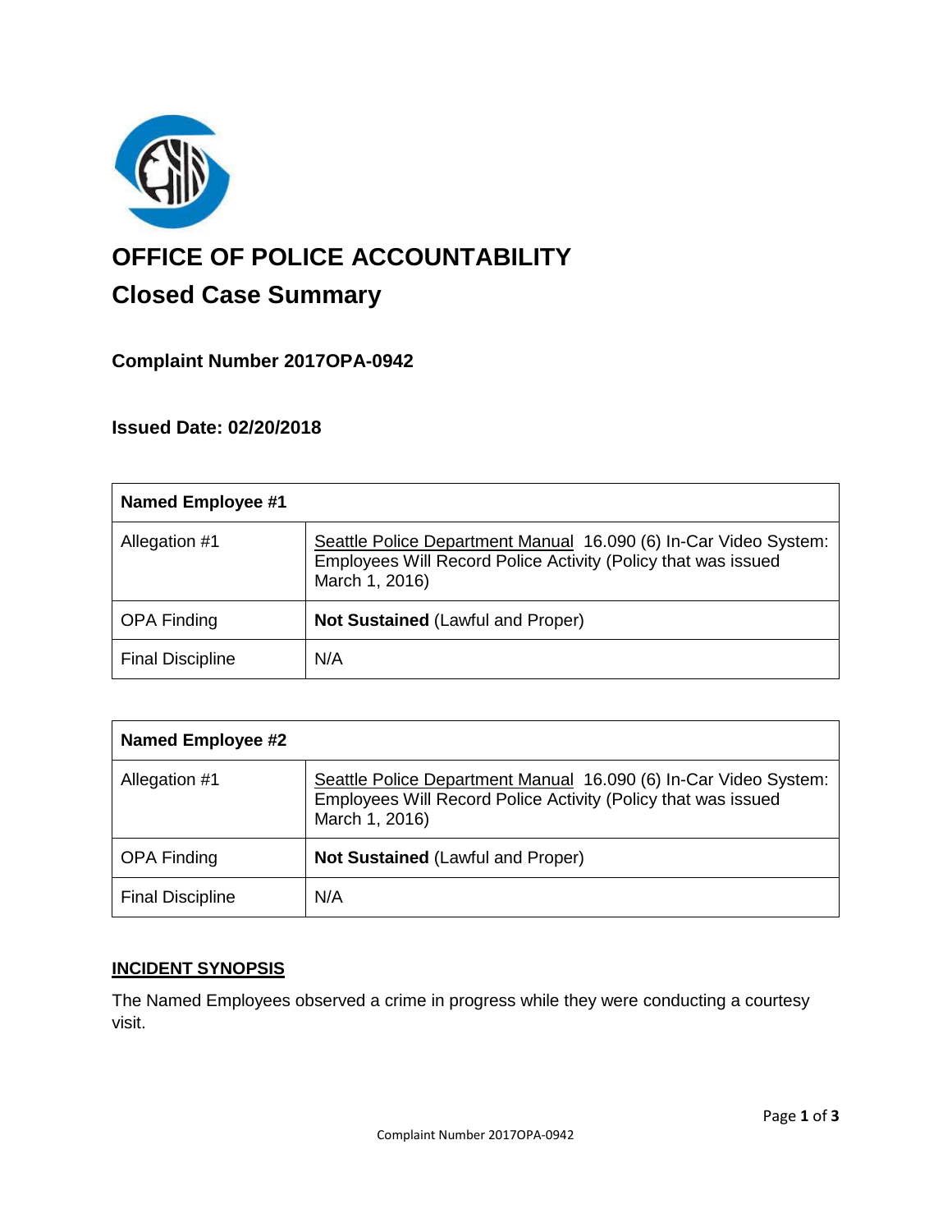# OFFICE OF POLICE ACCOUNTABILITY

## Closed Case Summary

### Complaint Number 2017OPA-0942

### Issued Date: 02/20/2018

| **Named Employee #1** | |
|---|---|
| Allegation #1 | Seattle Police Department Manual 16.090 (6) In-Car Video System: Employees Will Record Police Activity (Policy that was issued March 1, 2016) |
| OPA Finding | **Not Sustained** (Lawful and Proper) |
| Final Discipline | N/A |

| **Named Employee #2** | |
|---|---|
| Allegation #1 | Seattle Police Department Manual 16.090 (6) In-Car Video System: Employees Will Record Police Activity (Policy that was issued March 1, 2016) |
| OPA Finding | **Not Sustained** (Lawful and Proper) |
| Final Discipline | N/A |

**INCIDENT SYNOPSIS**

The Named Employees observed a crime in progress while they were conducting a courtesy visit.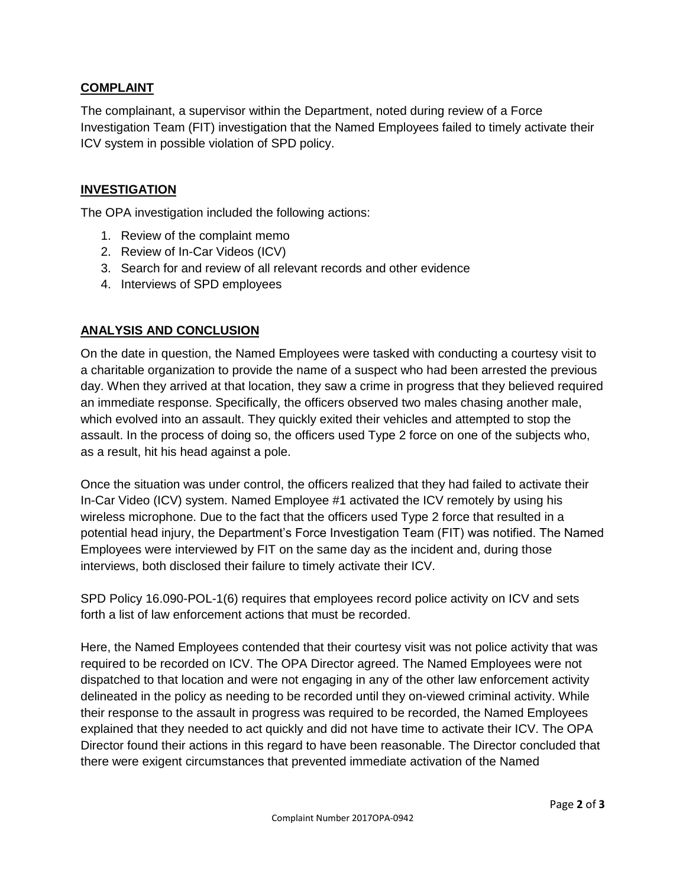## COMPLAINT

The complainant, a supervisor within the Department, noted during review of a Force Investigation Team (FIT) investigation that the Named Employees failed to timely activate their ICV system in possible violation of SPD policy.

## INVESTIGATION

The OPA investigation included the following actions:

1. Review of the complaint memo
2. Review of In-Car Videos (ICV)
3. Search for and review of all relevant records and other evidence
4. Interviews of SPD employees

## ANALYSIS AND CONCLUSION

On the date in question, the Named Employees were tasked with conducting a courtesy visit to a charitable organization to provide the name of a suspect who had been arrested the previous day. When they arrived at that location, they saw a crime in progress that they believed required an immediate response. Specifically, the officers observed two males chasing another male, which evolved into an assault. They quickly exited their vehicles and attempted to stop the assault. In the process of doing so, the officers used Type 2 force on one of the subjects who, as a result, hit his head against a pole.

Once the situation was under control, the officers realized that they had failed to activate their In-Car Video (ICV) system. Named Employee #1 activated the ICV remotely by using his wireless microphone. Due to the fact that the officers used Type 2 force that resulted in a potential head injury, the Department's Force Investigation Team (FIT) was notified. The Named Employees were interviewed by FIT on the same day as the incident and, during those interviews, both disclosed their failure to timely activate their ICV.

SPD Policy 16.090-POL-1(6) requires that employees record police activity on ICV and sets forth a list of law enforcement actions that must be recorded.

Here, the Named Employees contended that their courtesy visit was not police activity that was required to be recorded on ICV. The OPA Director agreed. The Named Employees were not dispatched to that location and were not engaging in any of the other law enforcement activity delineated in the policy as needing to be recorded until they on-viewed criminal activity. While their response to the assault in progress was required to be recorded, the Named Employees explained that they needed to act quickly and did not have time to activate their ICV. The OPA Director found their actions in this regard to have been reasonable. The Director concluded that there were exigent circumstances that prevented immediate activation of the Named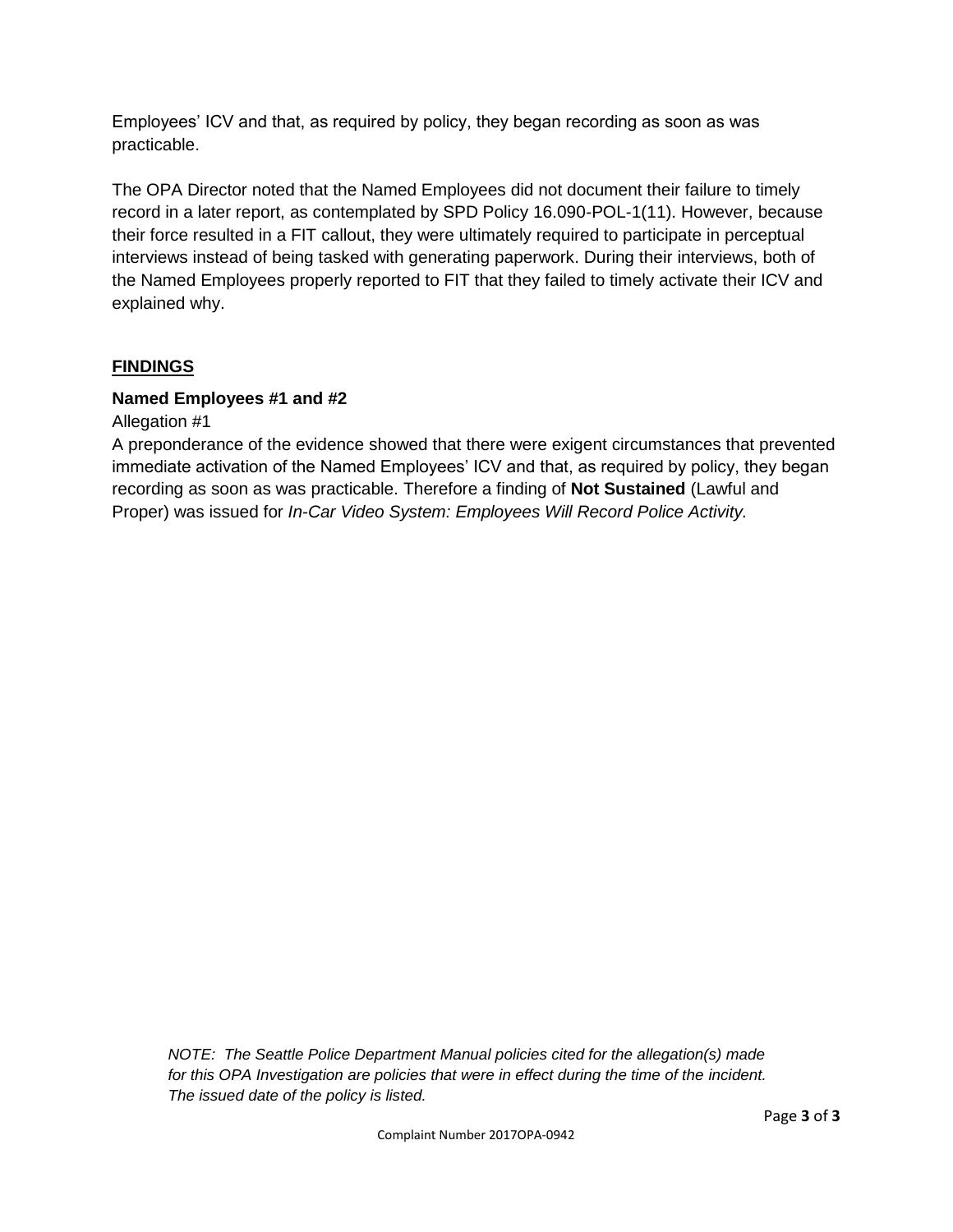Employees' ICV and that, as required by policy, they began recording as soon as was practicable.

The OPA Director noted that the Named Employees did not document their failure to timely record in a later report, as contemplated by SPD Policy 16.090-POL-1(11). However, because their force resulted in a FIT callout, they were ultimately required to participate in perceptual interviews instead of being tasked with generating paperwork. During their interviews, both of the Named Employees properly reported to FIT that they failed to timely activate their ICV and explained why.

## FINDINGS

### Named Employees #1 and #2

Allegation #1

A preponderance of the evidence showed that there were exigent circumstances that prevented immediate activation of the Named Employees' ICV and that, as required by policy, they began recording as soon as was practicable. Therefore a finding of **Not Sustained** (Lawful and Proper) was issued for *In-Car Video System: Employees Will Record Police Activity.*

*NOTE: The Seattle Police Department Manual policies cited for the allegation(s) made for this OPA Investigation are policies that were in effect during the time of the incident. The issued date of the policy is listed.*

Complaint Number 2017OPA-0942